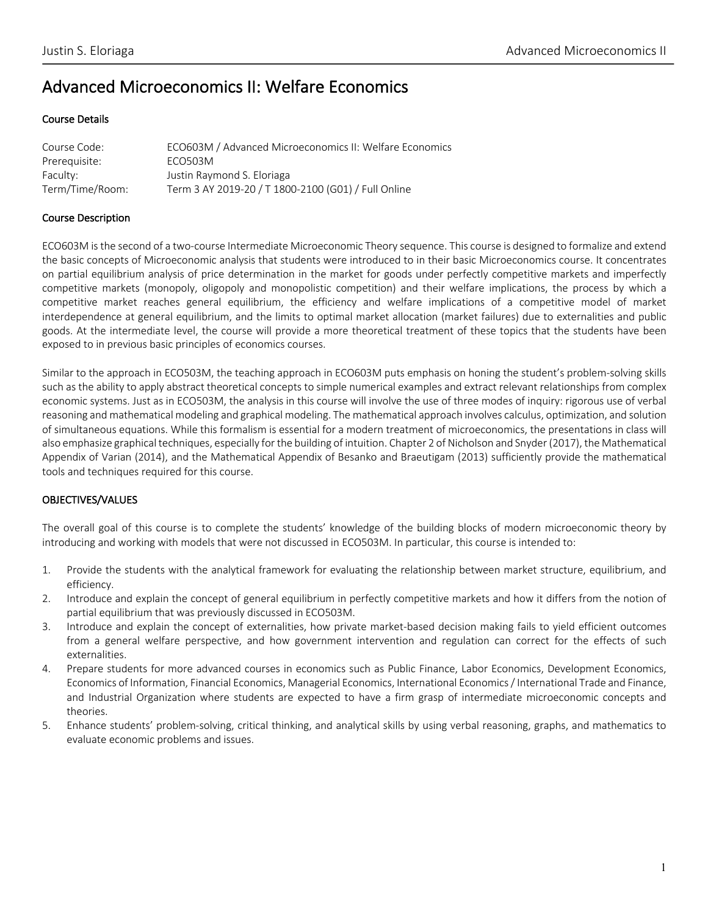# Advanced Microeconomics II: Welfare Economics

## Course Details

| | |
|---|---|
| Course Code: | ECO603M / Advanced Microeconomics II: Welfare Economics |
| Prerequisite: | ECO503M |
| Faculty: | Justin Raymond S. Eloriaga |
| Term/Time/Room: | Term 3 AY 2019-20 / T 1800-2100 (G01) / Full Online |

## Course Description

ECO603M is the second of a two-course Intermediate Microeconomic Theory sequence. This course is designed to formalize and extend the basic concepts of Microeconomic analysis that students were introduced to in their basic Microeconomics course. It concentrates on partial equilibrium analysis of price determination in the market for goods under perfectly competitive markets and imperfectly competitive markets (monopoly, oligopoly and monopolistic competition) and their welfare implications, the process by which a competitive market reaches general equilibrium, the efficiency and welfare implications of a competitive model of market interdependence at general equilibrium, and the limits to optimal market allocation (market failures) due to externalities and public goods. At the intermediate level, the course will provide a more theoretical treatment of these topics that the students have been exposed to in previous basic principles of economics courses.

Similar to the approach in ECO503M, the teaching approach in ECO603M puts emphasis on honing the student's problem-solving skills such as the ability to apply abstract theoretical concepts to simple numerical examples and extract relevant relationships from complex economic systems. Just as in ECO503M, the analysis in this course will involve the use of three modes of inquiry: rigorous use of verbal reasoning and mathematical modeling and graphical modeling. The mathematical approach involves calculus, optimization, and solution of simultaneous equations. While this formalism is essential for a modern treatment of microeconomics, the presentations in class will also emphasize graphical techniques, especially for the building of intuition. Chapter 2 of Nicholson and Snyder (2017), the Mathematical Appendix of Varian (2014), and the Mathematical Appendix of Besanko and Braeutigam (2013) sufficiently provide the mathematical tools and techniques required for this course.

## OBJECTIVES/VALUES

The overall goal of this course is to complete the students' knowledge of the building blocks of modern microeconomic theory by introducing and working with models that were not discussed in ECO503M. In particular, this course is intended to:

1. Provide the students with the analytical framework for evaluating the relationship between market structure, equilibrium, and efficiency.
2. Introduce and explain the concept of general equilibrium in perfectly competitive markets and how it differs from the notion of partial equilibrium that was previously discussed in ECO503M.
3. Introduce and explain the concept of externalities, how private market-based decision making fails to yield efficient outcomes from a general welfare perspective, and how government intervention and regulation can correct for the effects of such externalities.
4. Prepare students for more advanced courses in economics such as Public Finance, Labor Economics, Development Economics, Economics of Information, Financial Economics, Managerial Economics, International Economics / International Trade and Finance, and Industrial Organization where students are expected to have a firm grasp of intermediate microeconomic concepts and theories.
5. Enhance students' problem-solving, critical thinking, and analytical skills by using verbal reasoning, graphs, and mathematics to evaluate economic problems and issues.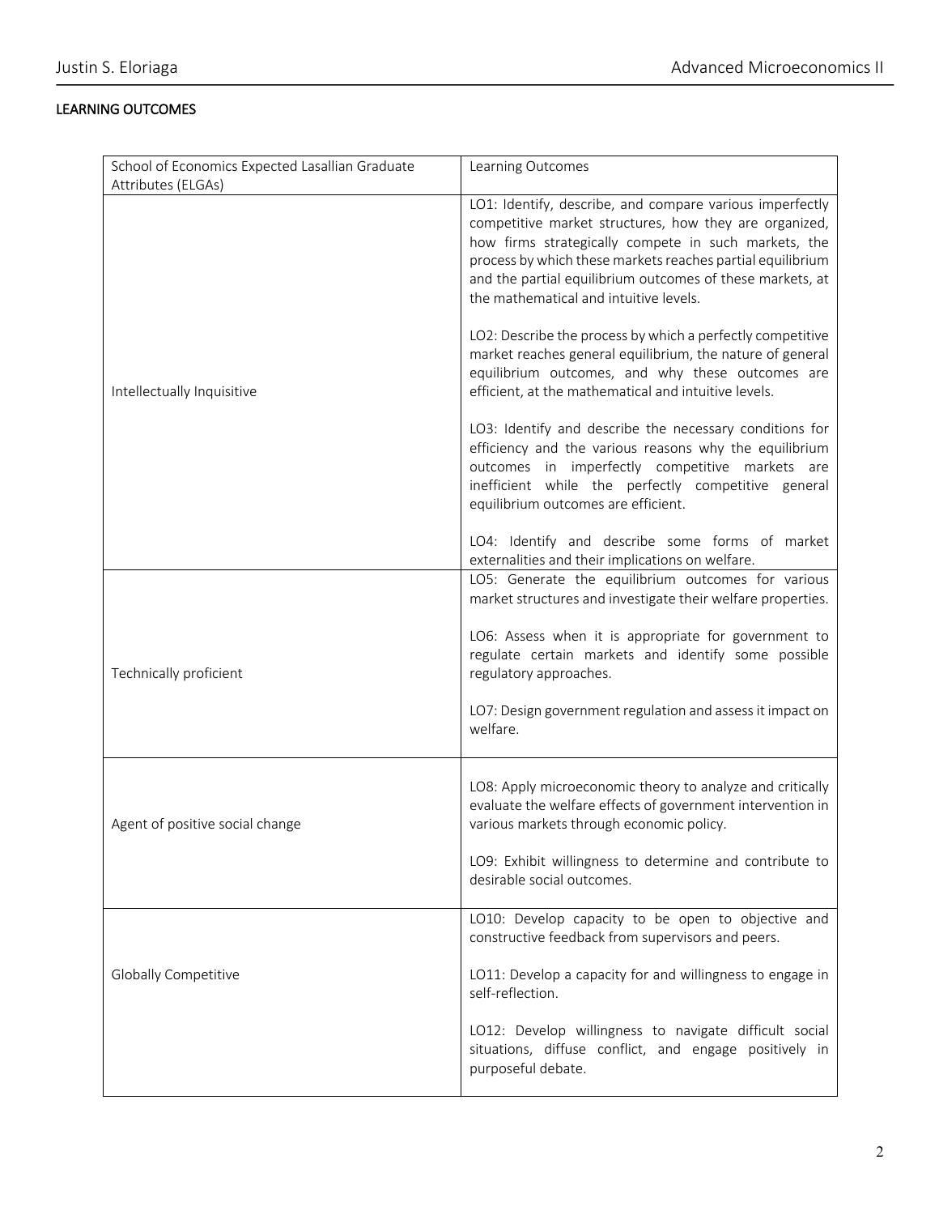LEARNING OUTCOMES

| School of Economics Expected Lasallian Graduate Attributes (ELGAs) | Learning Outcomes |
| --- | --- |
| Intellectually Inquisitive | LO1: Identify, describe, and compare various imperfectly competitive market structures, how they are organized, how firms strategically compete in such markets, the process by which these markets reaches partial equilibrium and the partial equilibrium outcomes of these markets, at the mathematical and intuitive levels.<br><br>LO2: Describe the process by which a perfectly competitive market reaches general equilibrium, the nature of general equilibrium outcomes, and why these outcomes are efficient, at the mathematical and intuitive levels.<br><br>LO3: Identify and describe the necessary conditions for efficiency and the various reasons why the equilibrium outcomes in imperfectly competitive markets are inefficient while the perfectly competitive general equilibrium outcomes are efficient.<br><br>LO4: Identify and describe some forms of market externalities and their implications on welfare. |
| Technically proficient | LO5: Generate the equilibrium outcomes for various market structures and investigate their welfare properties.<br><br>LO6: Assess when it is appropriate for government to regulate certain markets and identify some possible regulatory approaches.<br><br>LO7: Design government regulation and assess it impact on welfare. |
| Agent of positive social change | LO8: Apply microeconomic theory to analyze and critically evaluate the welfare effects of government intervention in various markets through economic policy.<br><br>LO9: Exhibit willingness to determine and contribute to desirable social outcomes. |
| Globally Competitive | LO10: Develop capacity to be open to objective and constructive feedback from supervisors and peers.<br><br>LO11: Develop a capacity for and willingness to engage in self-reflection.<br><br>LO12: Develop willingness to navigate difficult social situations, diffuse conflict, and engage positively in purposeful debate. |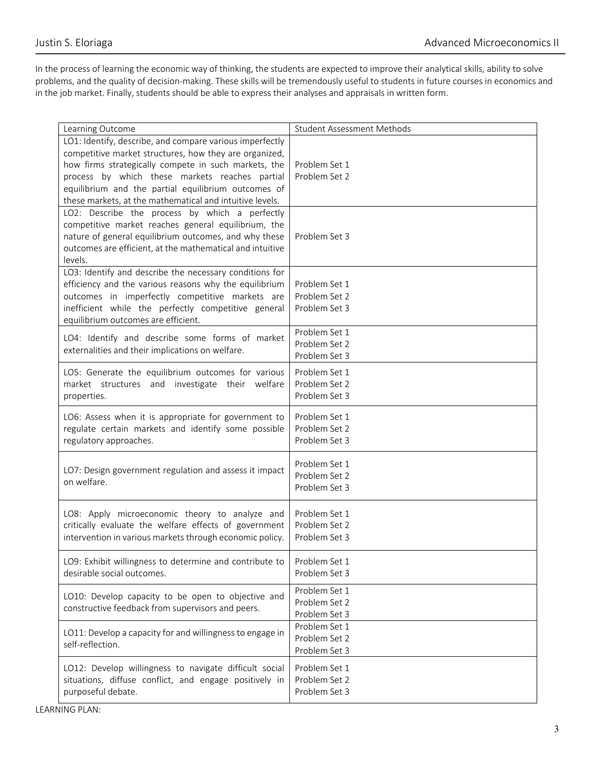In the process of learning the economic way of thinking, the students are expected to improve their analytical skills, ability to solve problems, and the quality of decision-making. These skills will be tremendously useful to students in future courses in economics and in the job market. Finally, students should be able to express their analyses and appraisals in written form.

| Learning Outcome | Student Assessment Methods |
|---|---|
| LO1: Identify, describe, and compare various imperfectly competitive market structures, how they are organized, how firms strategically compete in such markets, the process by which these markets reaches partial equilibrium and the partial equilibrium outcomes of these markets, at the mathematical and intuitive levels. | Problem Set 1<br>Problem Set 2 |
| LO2: Describe the process by which a perfectly competitive market reaches general equilibrium, the nature of general equilibrium outcomes, and why these outcomes are efficient, at the mathematical and intuitive levels. | Problem Set 3 |
| LO3: Identify and describe the necessary conditions for efficiency and the various reasons why the equilibrium outcomes in imperfectly competitive markets are inefficient while the perfectly competitive general equilibrium outcomes are efficient. | Problem Set 1<br>Problem Set 2<br>Problem Set 3 |
| LO4: Identify and describe some forms of market externalities and their implications on welfare. | Problem Set 1<br>Problem Set 2<br>Problem Set 3 |
| LO5: Generate the equilibrium outcomes for various market structures and investigate their welfare properties. | Problem Set 1<br>Problem Set 2<br>Problem Set 3 |
| LO6: Assess when it is appropriate for government to regulate certain markets and identify some possible regulatory approaches. | Problem Set 1<br>Problem Set 2<br>Problem Set 3 |
| LO7: Design government regulation and assess it impact on welfare. | Problem Set 1<br>Problem Set 2<br>Problem Set 3 |
| LO8: Apply microeconomic theory to analyze and critically evaluate the welfare effects of government intervention in various markets through economic policy. | Problem Set 1<br>Problem Set 2<br>Problem Set 3 |
| LO9: Exhibit willingness to determine and contribute to desirable social outcomes. | Problem Set 1<br>Problem Set 3 |
| LO10: Develop capacity to be open to objective and constructive feedback from supervisors and peers. | Problem Set 1<br>Problem Set 2<br>Problem Set 3 |
| LO11: Develop a capacity for and willingness to engage in self-reflection. | Problem Set 1<br>Problem Set 2<br>Problem Set 3 |
| LO12: Develop willingness to navigate difficult social situations, diffuse conflict, and engage positively in purposeful debate. | Problem Set 1<br>Problem Set 2<br>Problem Set 3 |

LEARNING PLAN: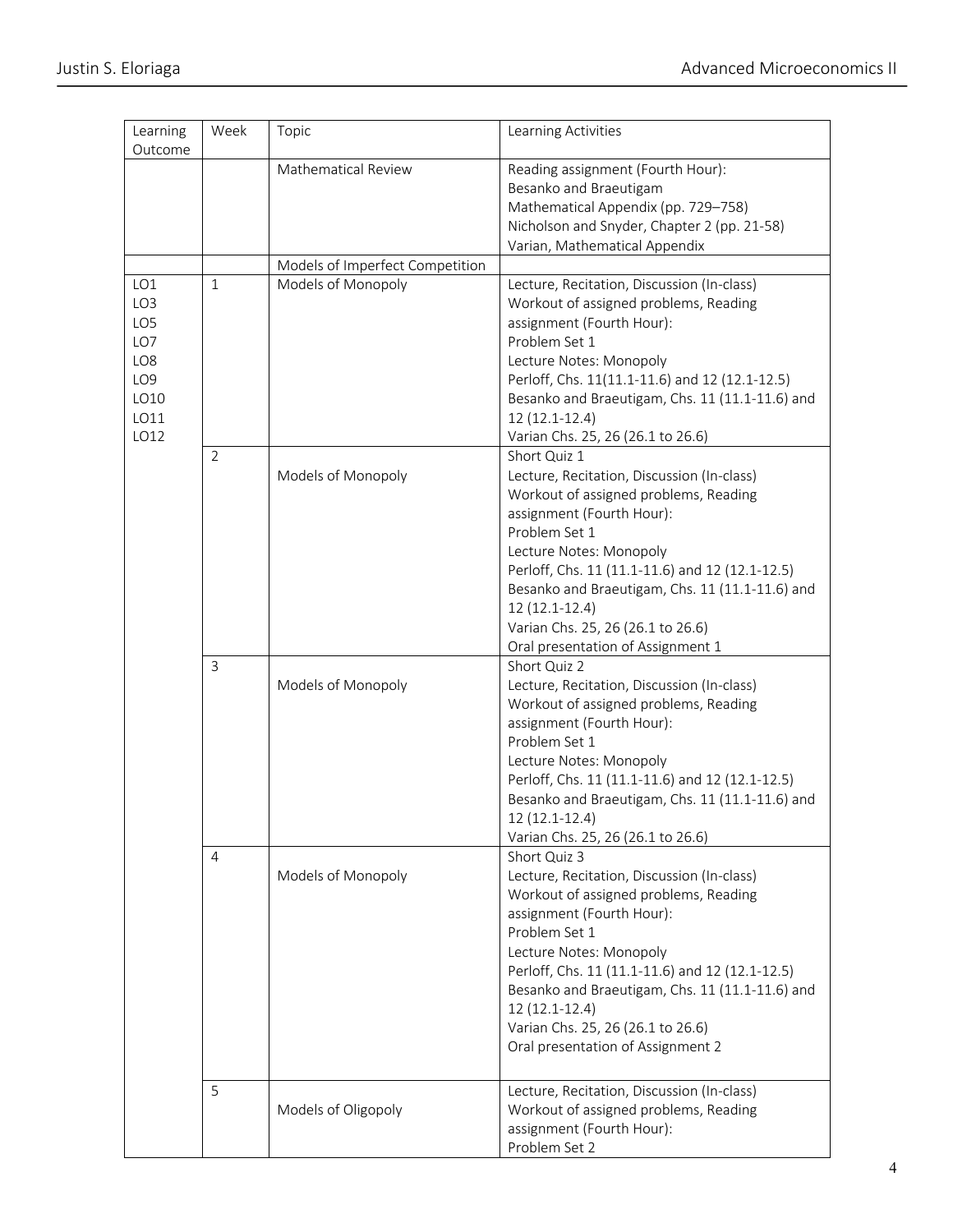| Learning Outcome | Week | Topic | Learning Activities |
|---|---|---|---|
| | | Mathematical Review | Reading assignment (Fourth Hour):<br>Besanko and Braeutigam<br>Mathematical Appendix (pp. 729–758)<br>Nicholson and Snyder, Chapter 2 (pp. 21-58)<br>Varian, Mathematical Appendix |
| | | Models of Imperfect Competition | |
| LO1<br>LO3<br>LO5<br>LO7<br>LO8<br>LO9<br>LO10<br>LO11<br>LO12 | 1 | Models of Monopoly | Lecture, Recitation, Discussion (In-class)<br>Workout of assigned problems, Reading assignment (Fourth Hour):<br>Problem Set 1<br>Lecture Notes: Monopoly<br>Perloff, Chs. 11(11.1-11.6) and 12 (12.1-12.5)<br>Besanko and Braeutigam, Chs. 11 (11.1-11.6) and 12 (12.1-12.4)<br>Varian Chs. 25, 26 (26.1 to 26.6) |
| | 2 | Models of Monopoly | Short Quiz 1<br>Lecture, Recitation, Discussion (In-class)<br>Workout of assigned problems, Reading assignment (Fourth Hour):<br>Problem Set 1<br>Lecture Notes: Monopoly<br>Perloff, Chs. 11 (11.1-11.6) and 12 (12.1-12.5)<br>Besanko and Braeutigam, Chs. 11 (11.1-11.6) and 12 (12.1-12.4)<br>Varian Chs. 25, 26 (26.1 to 26.6)<br>Oral presentation of Assignment 1 |
| | 3 | Models of Monopoly | Short Quiz 2<br>Lecture, Recitation, Discussion (In-class)<br>Workout of assigned problems, Reading assignment (Fourth Hour):<br>Problem Set 1<br>Lecture Notes: Monopoly<br>Perloff, Chs. 11 (11.1-11.6) and 12 (12.1-12.5)<br>Besanko and Braeutigam, Chs. 11 (11.1-11.6) and 12 (12.1-12.4)<br>Varian Chs. 25, 26 (26.1 to 26.6) |
| | 4 | Models of Monopoly | Short Quiz 3<br>Lecture, Recitation, Discussion (In-class)<br>Workout of assigned problems, Reading assignment (Fourth Hour):<br>Problem Set 1<br>Lecture Notes: Monopoly<br>Perloff, Chs. 11 (11.1-11.6) and 12 (12.1-12.5)<br>Besanko and Braeutigam, Chs. 11 (11.1-11.6) and 12 (12.1-12.4)<br>Varian Chs. 25, 26 (26.1 to 26.6)<br>Oral presentation of Assignment 2 |
| | 5 | Models of Oligopoly | Lecture, Recitation, Discussion (In-class)<br>Workout of assigned problems, Reading assignment (Fourth Hour):<br>Problem Set 2 |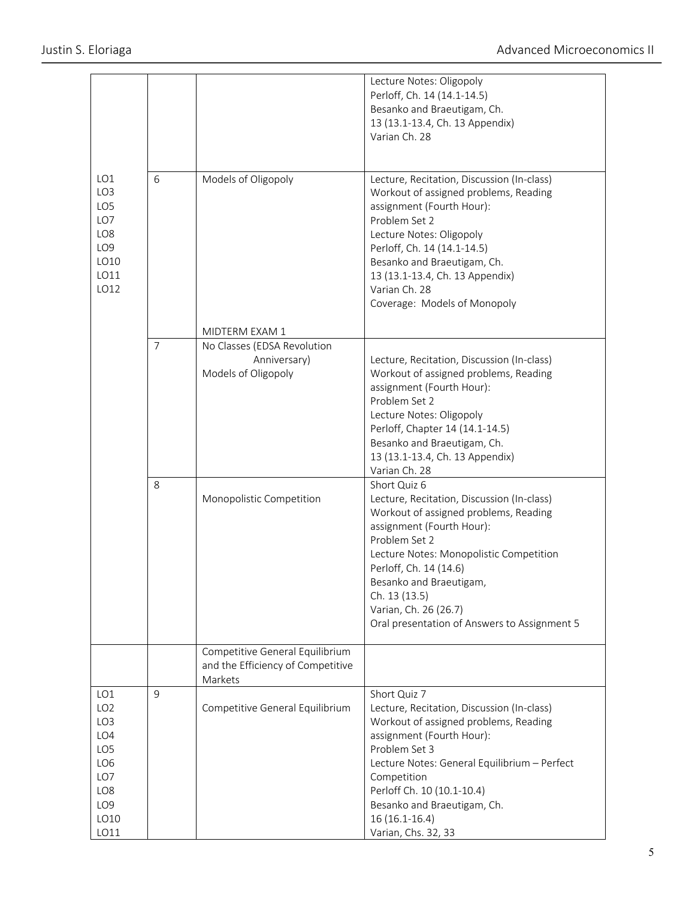| | | | |
|---|---|---|---|
| | | | Lecture Notes: Oligopoly<br>Perloff, Ch. 14 (14.1-14.5)<br>Besanko and Braeutigam, Ch. 13 (13.1-13.4, Ch. 13 Appendix)<br>Varian Ch. 28 |
| LO1<br>LO3<br>LO5<br>LO7<br>LO8<br>LO9<br>LO10<br>LO11<br>LO12 | 6 | Models of Oligopoly<br><br>MIDTERM EXAM 1 | Lecture, Recitation, Discussion (In-class)<br>Workout of assigned problems, Reading assignment (Fourth Hour):<br>Problem Set 2<br>Lecture Notes: Oligopoly<br>Perloff, Ch. 14 (14.1-14.5)<br>Besanko and Braeutigam, Ch. 13 (13.1-13.4, Ch. 13 Appendix)<br>Varian Ch. 28<br>Coverage: Models of Monopoly |
| | 7 | No Classes (EDSA Revolution Anniversary)<br>Models of Oligopoly | Lecture, Recitation, Discussion (In-class)<br>Workout of assigned problems, Reading assignment (Fourth Hour):<br>Problem Set 2<br>Lecture Notes: Oligopoly<br>Perloff, Chapter 14 (14.1-14.5)<br>Besanko and Braeutigam, Ch. 13 (13.1-13.4, Ch. 13 Appendix)<br>Varian Ch. 28 |
| | 8 | Monopolistic Competition | Short Quiz 6<br>Lecture, Recitation, Discussion (In-class)<br>Workout of assigned problems, Reading assignment (Fourth Hour):<br>Problem Set 2<br>Lecture Notes: Monopolistic Competition<br>Perloff, Ch. 14 (14.6)<br>Besanko and Braeutigam, Ch. 13 (13.5)<br>Varian, Ch. 26 (26.7)<br>Oral presentation of Answers to Assignment 5 |
| | | Competitive General Equilibrium and the Efficiency of Competitive Markets | |
| LO1<br>LO2<br>LO3<br>LO4<br>LO5<br>LO6<br>LO7<br>LO8<br>LO9<br>LO10<br>LO11 | 9 | Competitive General Equilibrium | Short Quiz 7<br>Lecture, Recitation, Discussion (In-class)<br>Workout of assigned problems, Reading assignment (Fourth Hour):<br>Problem Set 3<br>Lecture Notes: General Equilibrium – Perfect Competition<br>Perloff Ch. 10 (10.1-10.4)<br>Besanko and Braeutigam, Ch. 16 (16.1-16.4)<br>Varian, Chs. 32, 33 |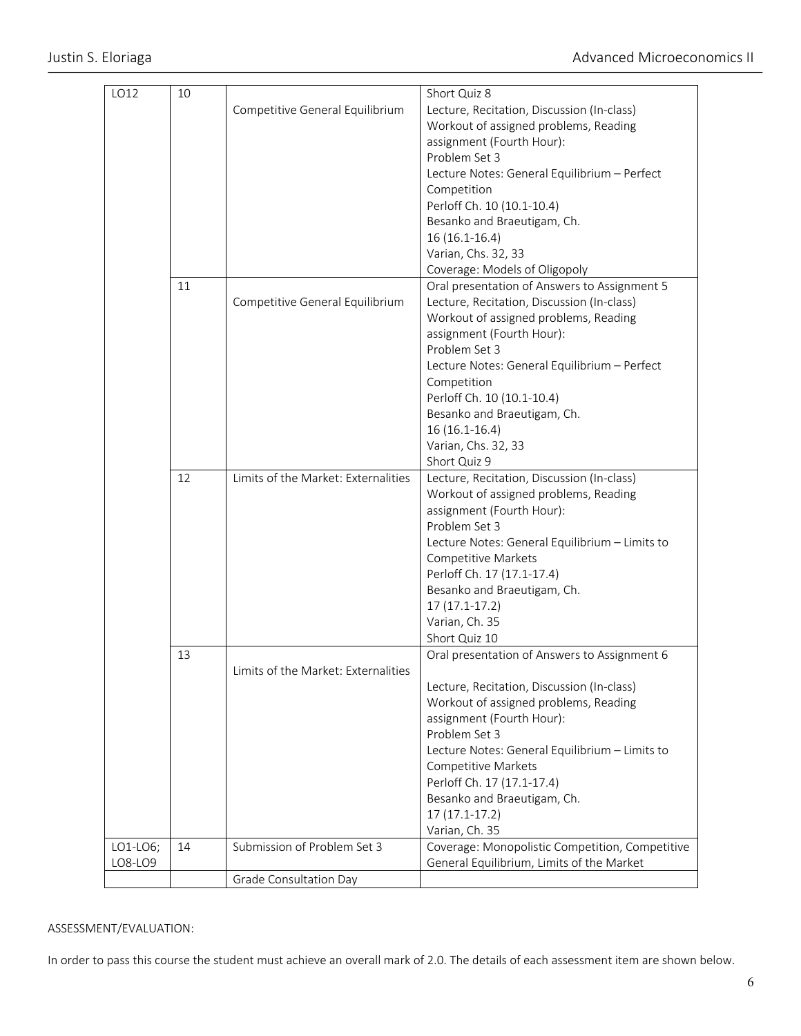| LO12 | 10 | Competitive General Equilibrium | Short Quiz 8<br>Lecture, Recitation, Discussion (In-class)<br>Workout of assigned problems, Reading assignment (Fourth Hour):<br>Problem Set 3<br>Lecture Notes: General Equilibrium – Perfect Competition<br>Perloff Ch. 10 (10.1-10.4)<br>Besanko and Braeutigam, Ch. 16 (16.1-16.4)<br>Varian, Chs. 32, 33<br>Coverage: Models of Oligopoly |
|---|---|---|---|
| | 11 | Competitive General Equilibrium | Oral presentation of Answers to Assignment 5<br>Lecture, Recitation, Discussion (In-class)<br>Workout of assigned problems, Reading assignment (Fourth Hour):<br>Problem Set 3<br>Lecture Notes: General Equilibrium – Perfect Competition<br>Perloff Ch. 10 (10.1-10.4)<br>Besanko and Braeutigam, Ch. 16 (16.1-16.4)<br>Varian, Chs. 32, 33<br>Short Quiz 9 |
| | 12 | Limits of the Market: Externalities | Lecture, Recitation, Discussion (In-class)<br>Workout of assigned problems, Reading assignment (Fourth Hour):<br>Problem Set 3<br>Lecture Notes: General Equilibrium – Limits to Competitive Markets<br>Perloff Ch. 17 (17.1-17.4)<br>Besanko and Braeutigam, Ch. 17 (17.1-17.2)<br>Varian, Ch. 35<br>Short Quiz 10 |
| | 13 | Limits of the Market: Externalities | Oral presentation of Answers to Assignment 6<br>Lecture, Recitation, Discussion (In-class)<br>Workout of assigned problems, Reading assignment (Fourth Hour):<br>Problem Set 3<br>Lecture Notes: General Equilibrium – Limits to Competitive Markets<br>Perloff Ch. 17 (17.1-17.4)<br>Besanko and Braeutigam, Ch. 17 (17.1-17.2)<br>Varian, Ch. 35 |
| LO1-LO6; LO8-LO9 | 14 | Submission of Problem Set 3 | Coverage: Monopolistic Competition, Competitive General Equilibrium, Limits of the Market |
| | | Grade Consultation Day | |

ASSESSMENT/EVALUATION:

In order to pass this course the student must achieve an overall mark of 2.0. The details of each assessment item are shown below.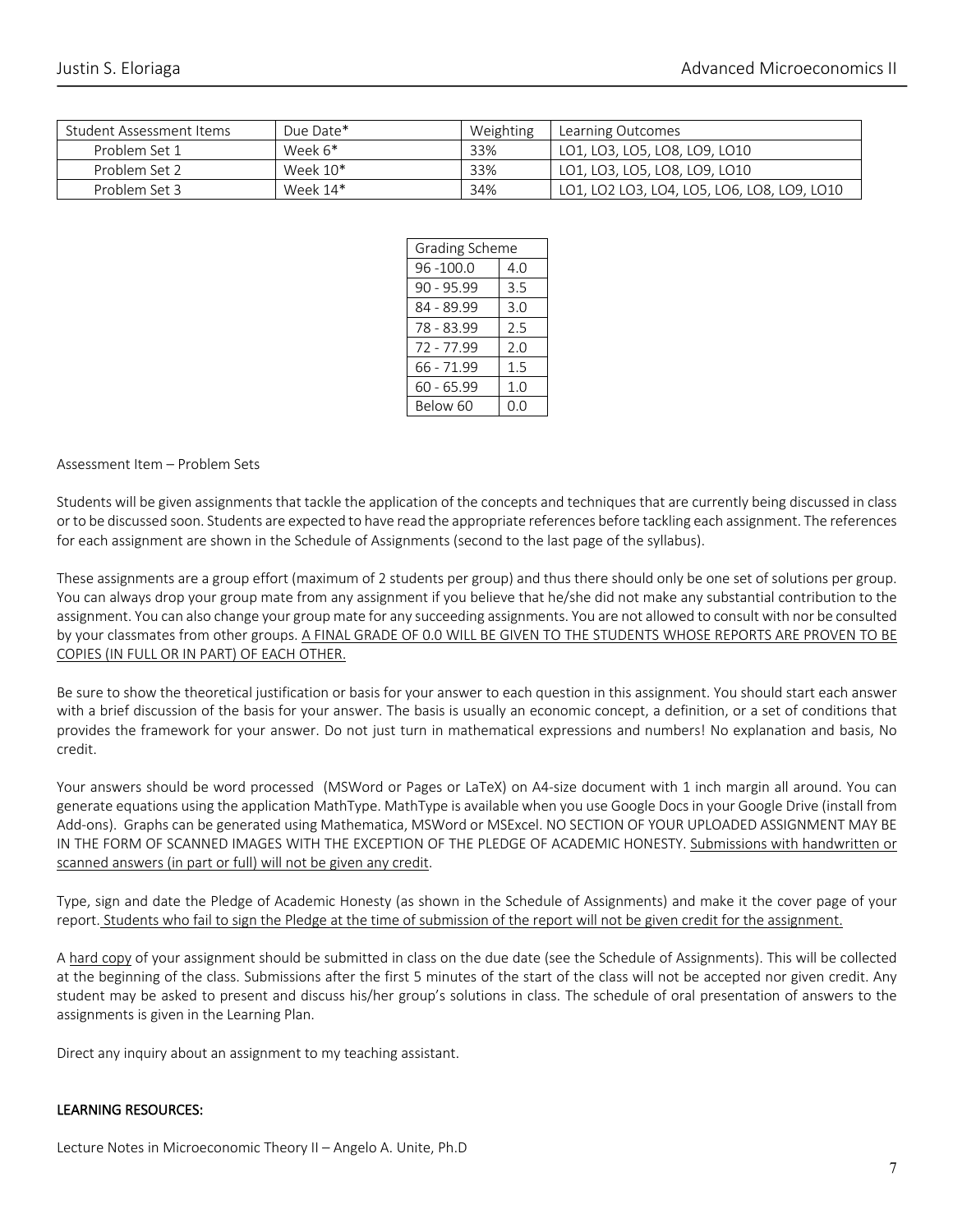| Student Assessment Items | Due Date* | Weighting | Learning Outcomes |
|---|---|---|---|
| Problem Set 1 | Week 6* | 33% | LO1, LO3, LO5, LO8, LO9, LO10 |
| Problem Set 2 | Week 10* | 33% | LO1, LO3, LO5, LO8, LO9, LO10 |
| Problem Set 3 | Week 14* | 34% | LO1, LO2 LO3, LO4, LO5, LO6, LO8, LO9, LO10 |

| Grading Scheme | |
|---|---|
| 96 -100.0 | 4.0 |
| 90 - 95.99 | 3.5 |
| 84 - 89.99 | 3.0 |
| 78 - 83.99 | 2.5 |
| 72 - 77.99 | 2.0 |
| 66 - 71.99 | 1.5 |
| 60 - 65.99 | 1.0 |
| Below 60 | 0.0 |

Assessment Item – Problem Sets

Students will be given assignments that tackle the application of the concepts and techniques that are currently being discussed in class or to be discussed soon. Students are expected to have read the appropriate references before tackling each assignment. The references for each assignment are shown in the Schedule of Assignments (second to the last page of the syllabus).

These assignments are a group effort (maximum of 2 students per group) and thus there should only be one set of solutions per group. You can always drop your group mate from any assignment if you believe that he/she did not make any substantial contribution to the assignment. You can also change your group mate for any succeeding assignments. You are not allowed to consult with nor be consulted by your classmates from other groups. <u>A FINAL GRADE OF 0.0 WILL BE GIVEN TO THE STUDENTS WHOSE REPORTS ARE PROVEN TO BE COPIES (IN FULL OR IN PART) OF EACH OTHER.</u>

Be sure to show the theoretical justification or basis for your answer to each question in this assignment. You should start each answer with a brief discussion of the basis for your answer. The basis is usually an economic concept, a definition, or a set of conditions that provides the framework for your answer. Do not just turn in mathematical expressions and numbers! No explanation and basis, No credit.

Your answers should be word processed (MSWord or Pages or LaTeX) on A4-size document with 1 inch margin all around. You can generate equations using the application MathType. MathType is available when you use Google Docs in your Google Drive (install from Add-ons). Graphs can be generated using Mathematica, MSWord or MSExcel. NO SECTION OF YOUR UPLOADED ASSIGNMENT MAY BE IN THE FORM OF SCANNED IMAGES WITH THE EXCEPTION OF THE PLEDGE OF ACADEMIC HONESTY. <u>Submissions with handwritten or scanned answers (in part or full) will not be given any credit</u>.

Type, sign and date the Pledge of Academic Honesty (as shown in the Schedule of Assignments) and make it the cover page of your report. <u>Students who fail to sign the Pledge at the time of submission of the report will not be given credit for the assignment.</u>

A <u>hard copy</u> of your assignment should be submitted in class on the due date (see the Schedule of Assignments). This will be collected at the beginning of the class. Submissions after the first 5 minutes of the start of the class will not be accepted nor given credit. Any student may be asked to present and discuss his/her group's solutions in class. The schedule of oral presentation of answers to the assignments is given in the Learning Plan.

Direct any inquiry about an assignment to my teaching assistant.

**<u>LEARNING RESOURCES:</u>**

Lecture Notes in Microeconomic Theory II – Angelo A. Unite, Ph.D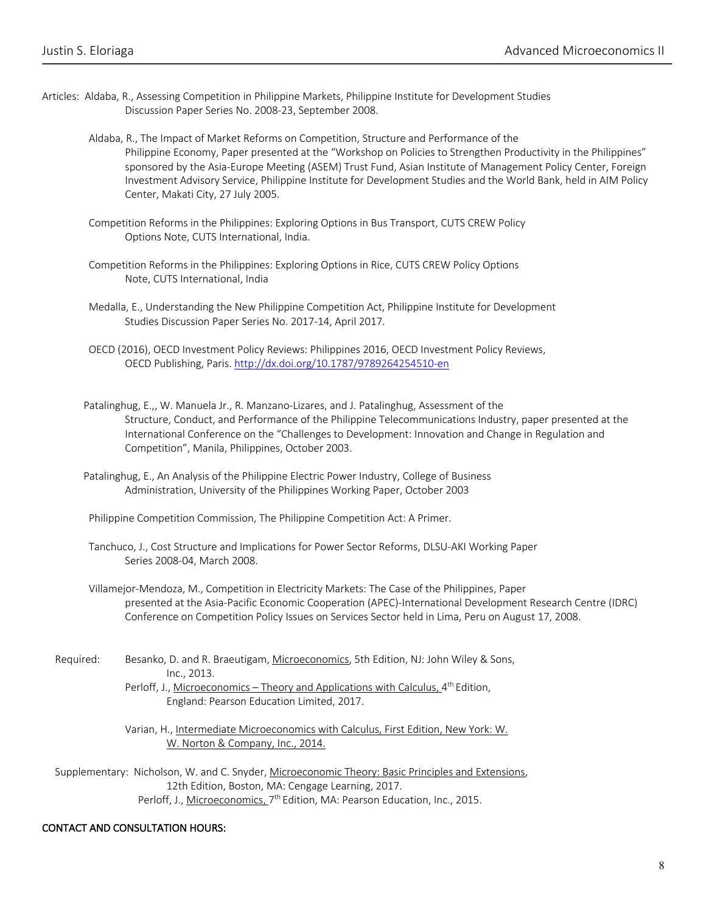Articles: Aldaba, R., Assessing Competition in Philippine Markets, Philippine Institute for Development Studies Discussion Paper Series No. 2008-23, September 2008.

Aldaba, R., The Impact of Market Reforms on Competition, Structure and Performance of the Philippine Economy, Paper presented at the "Workshop on Policies to Strengthen Productivity in the Philippines" sponsored by the Asia-Europe Meeting (ASEM) Trust Fund, Asian Institute of Management Policy Center, Foreign Investment Advisory Service, Philippine Institute for Development Studies and the World Bank, held in AIM Policy Center, Makati City, 27 July 2005.

Competition Reforms in the Philippines: Exploring Options in Bus Transport, CUTS CREW Policy Options Note, CUTS International, India.

Competition Reforms in the Philippines: Exploring Options in Rice, CUTS CREW Policy Options Note, CUTS International, India

Medalla, E., Understanding the New Philippine Competition Act, Philippine Institute for Development Studies Discussion Paper Series No. 2017-14, April 2017.

OECD (2016), OECD Investment Policy Reviews: Philippines 2016, OECD Investment Policy Reviews, OECD Publishing, Paris. http://dx.doi.org/10.1787/9789264254510-en

Patalinghug, E.,, W. Manuela Jr., R. Manzano-Lizares, and J. Patalinghug, Assessment of the Structure, Conduct, and Performance of the Philippine Telecommunications Industry, paper presented at the International Conference on the "Challenges to Development: Innovation and Change in Regulation and Competition", Manila, Philippines, October 2003.

Patalinghug, E., An Analysis of the Philippine Electric Power Industry, College of Business Administration, University of the Philippines Working Paper, October 2003

Philippine Competition Commission, The Philippine Competition Act: A Primer.

Tanchuco, J., Cost Structure and Implications for Power Sector Reforms, DLSU-AKI Working Paper Series 2008-04, March 2008.

Villamejor-Mendoza, M., Competition in Electricity Markets: The Case of the Philippines, Paper presented at the Asia-Pacific Economic Cooperation (APEC)-International Development Research Centre (IDRC) Conference on Competition Policy Issues on Services Sector held in Lima, Peru on August 17, 2008.

Required: Besanko, D. and R. Braeutigam, Microeconomics, 5th Edition, NJ: John Wiley & Sons, Inc., 2013.

Perloff, J., Microeconomics – Theory and Applications with Calculus, 4th Edition, England: Pearson Education Limited, 2017.

Varian, H., Intermediate Microeconomics with Calculus, First Edition, New York: W. W. Norton & Company, Inc., 2014.

Supplementary: Nicholson, W. and C. Snyder, Microeconomic Theory: Basic Principles and Extensions, 12th Edition, Boston, MA: Cengage Learning, 2017.

Perloff, J., Microeconomics, 7th Edition, MA: Pearson Education, Inc., 2015.

**CONTACT AND CONSULTATION HOURS:**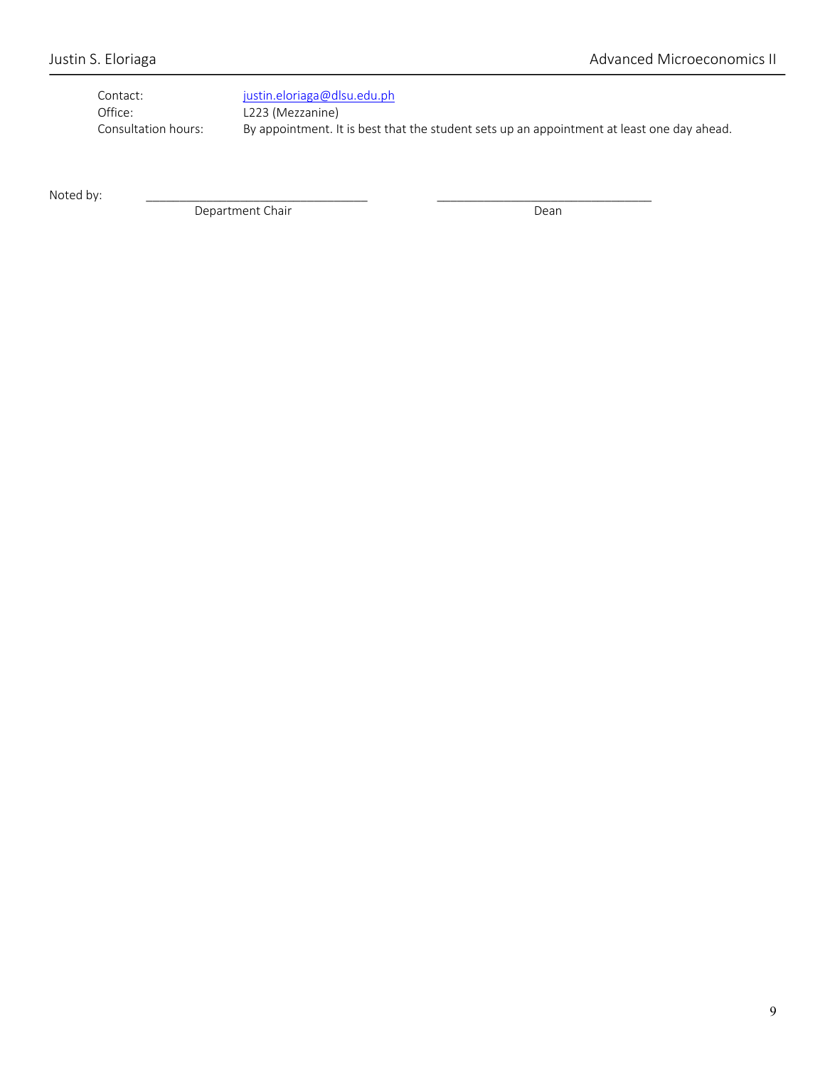| | |
|---|---|
| Contact: | justin.eloriaga@dlsu.edu.ph |
| Office: | L223 (Mezzanine) |
| Consultation hours: | By appointment. It is best that the student sets up an appointment at least one day ahead. |

Noted by:

| | |
|---|---|
| _________________________________ | _________________________________ |
| Department Chair | Dean |